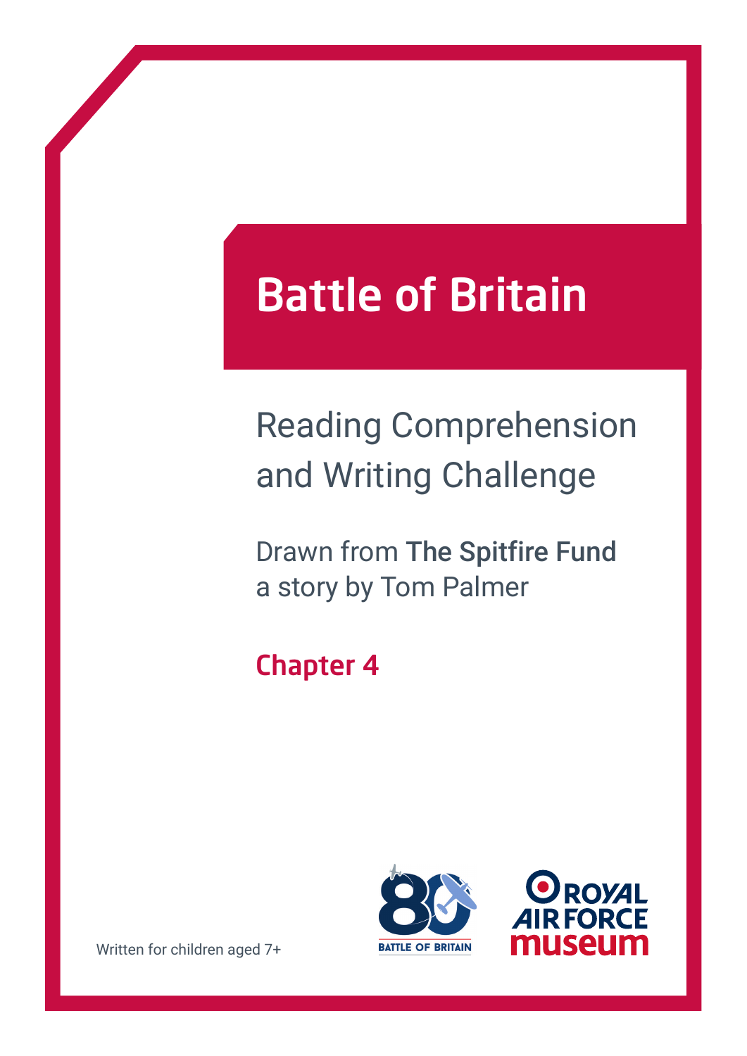# Battle of Britain

## Reading Comprehension and Writing Challenge

Drawn from **The Spitfire Fund**
a story by Tom Palmer

### Chapter 4

Written for children aged 7+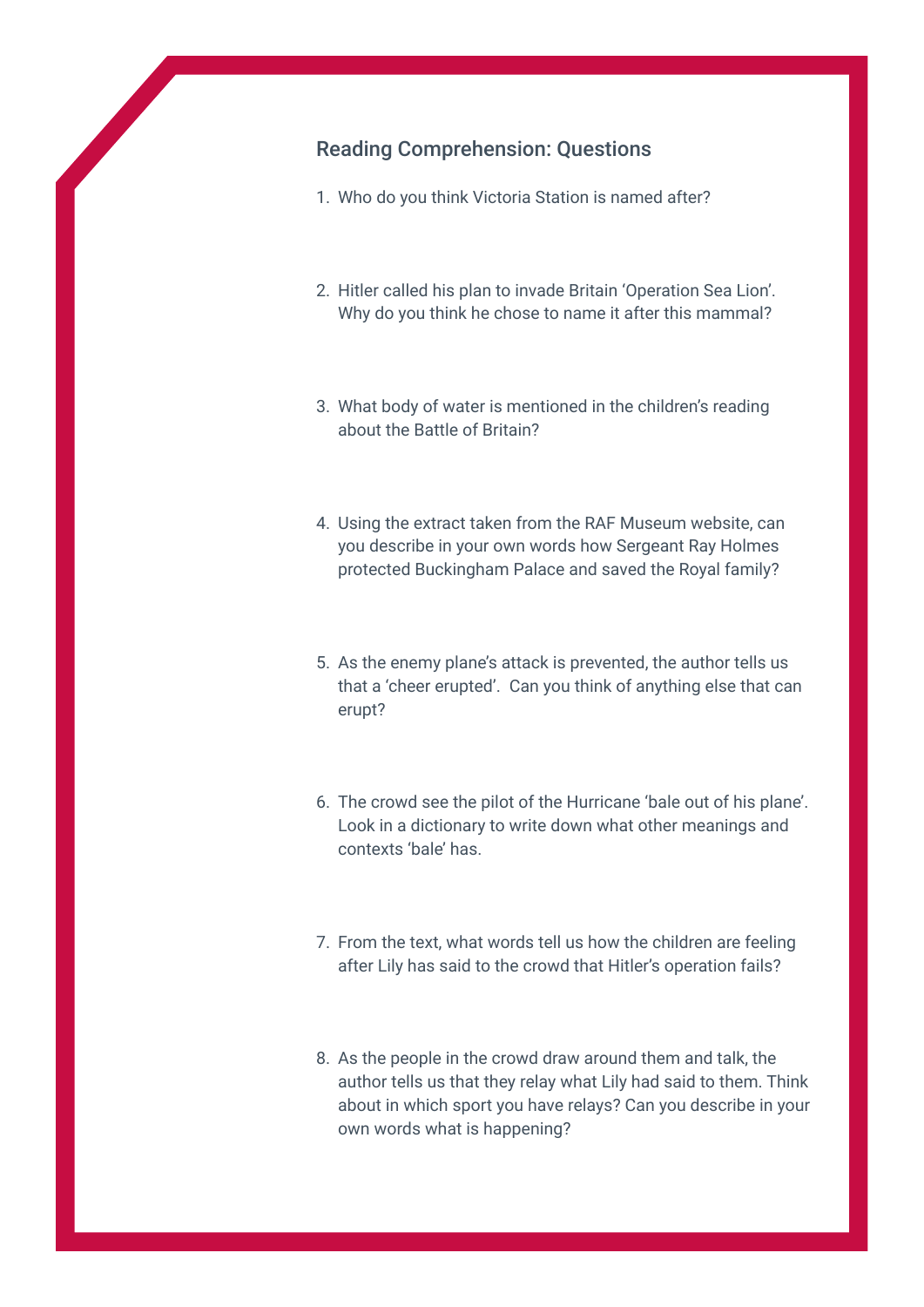## Reading Comprehension: Questions

1. Who do you think Victoria Station is named after?

2. Hitler called his plan to invade Britain 'Operation Sea Lion'. Why do you think he chose to name it after this mammal?

3. What body of water is mentioned in the children's reading about the Battle of Britain?

4. Using the extract taken from the RAF Museum website, can you describe in your own words how Sergeant Ray Holmes protected Buckingham Palace and saved the Royal family?

5. As the enemy plane's attack is prevented, the author tells us that a 'cheer erupted'. Can you think of anything else that can erupt?

6. The crowd see the pilot of the Hurricane 'bale out of his plane'. Look in a dictionary to write down what other meanings and contexts 'bale' has.

7. From the text, what words tell us how the children are feeling after Lily has said to the crowd that Hitler's operation fails?

8. As the people in the crowd draw around them and talk, the author tells us that they relay what Lily had said to them. Think about in which sport you have relays? Can you describe in your own words what is happening?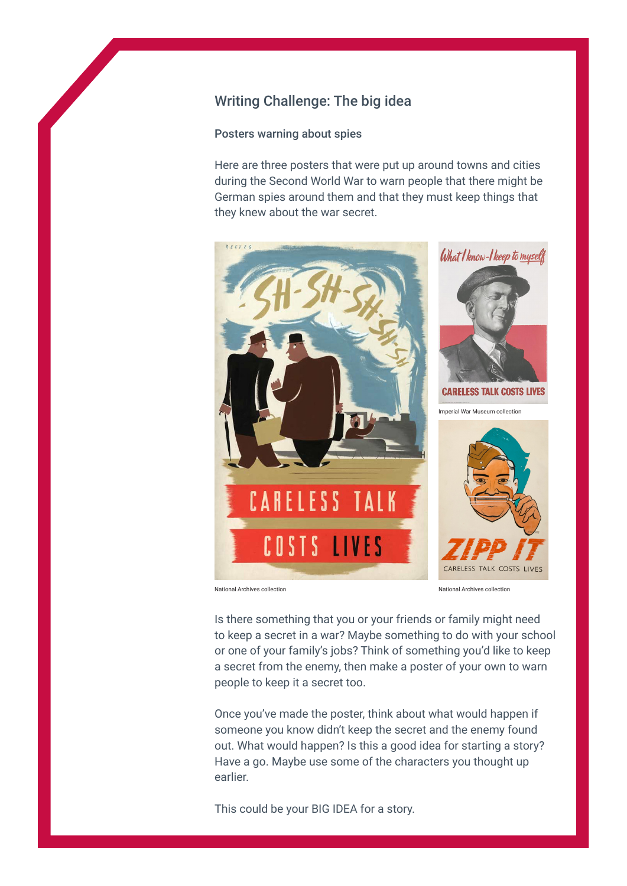## Writing Challenge: The big idea

### Posters warning about spies

Here are three posters that were put up around towns and cities during the Second World War to warn people that there might be German spies around them and that they must keep things that they knew about the war secret.

National Archives collection

Imperial War Museum collection

National Archives collection

Is there something that you or your friends or family might need to keep a secret in a war? Maybe something to do with your school or one of your family's jobs? Think of something you'd like to keep a secret from the enemy, then make a poster of your own to warn people to keep it a secret too.

Once you've made the poster, think about what would happen if someone you know didn't keep the secret and the enemy found out. What would happen? Is this a good idea for starting a story? Have a go. Maybe use some of the characters you thought up earlier.

This could be your BIG IDEA for a story.